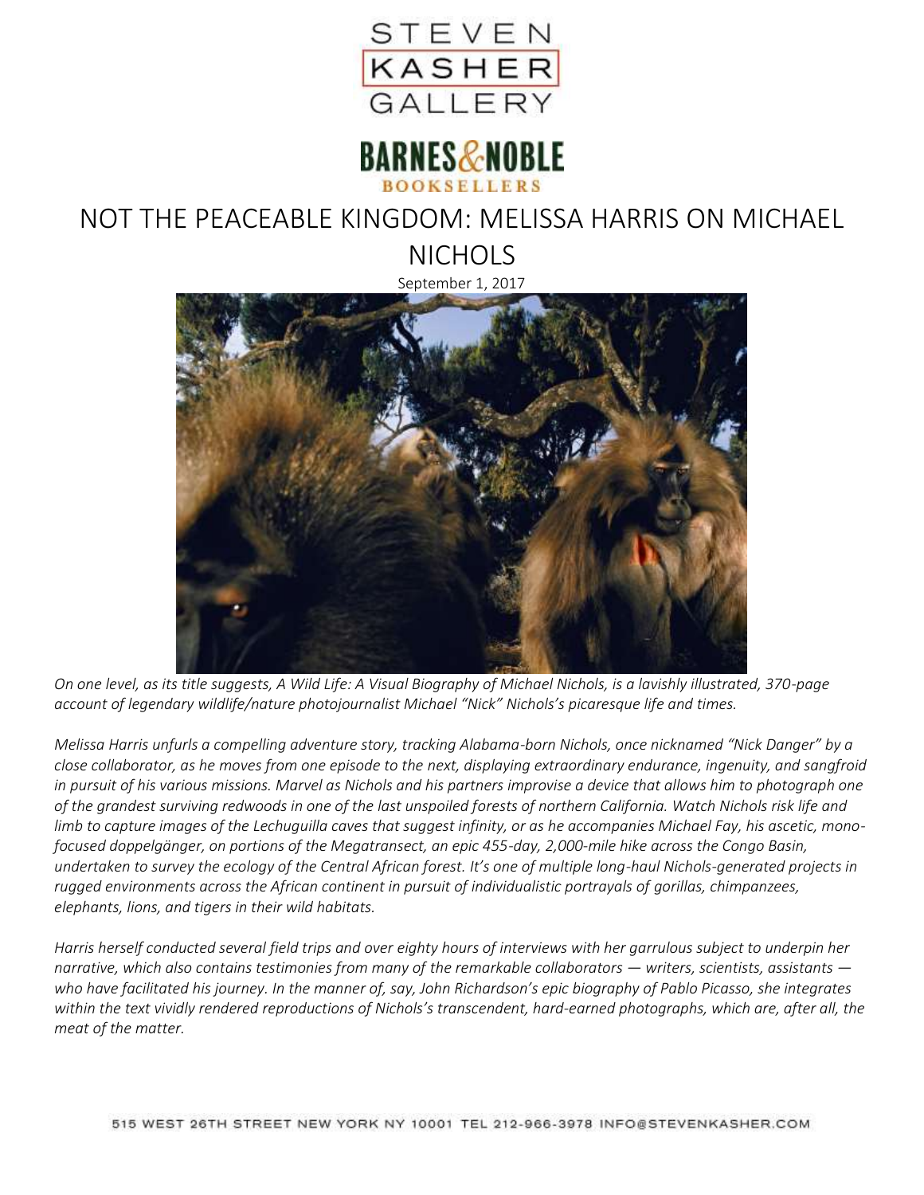STEVEN KASHER GALLERY

BARNES & NOBLE BOOKSELLERS

# NOT THE PEACEABLE KINGDOM: MELISSA HARRIS ON MICHAEL NICHOLS

September 1, 2017

*On one level, as its title suggests, A Wild Life: A Visual Biography of Michael Nichols, is a lavishly illustrated, 370-page account of legendary wildlife/nature photojournalist Michael "Nick" Nichols's picaresque life and times.*

*Melissa Harris unfurls a compelling adventure story, tracking Alabama-born Nichols, once nicknamed "Nick Danger" by a close collaborator, as he moves from one episode to the next, displaying extraordinary endurance, ingenuity, and sangfroid in pursuit of his various missions. Marvel as Nichols and his partners improvise a device that allows him to photograph one of the grandest surviving redwoods in one of the last unspoiled forests of northern California. Watch Nichols risk life and limb to capture images of the Lechuguilla caves that suggest infinity, or as he accompanies Michael Fay, his ascetic, mono-focused doppelgänger, on portions of the Megatransect, an epic 455-day, 2,000-mile hike across the Congo Basin, undertaken to survey the ecology of the Central African forest. It's one of multiple long-haul Nichols-generated projects in rugged environments across the African continent in pursuit of individualistic portrayals of gorillas, chimpanzees, elephants, lions, and tigers in their wild habitats.*

*Harris herself conducted several field trips and over eighty hours of interviews with her garrulous subject to underpin her narrative, which also contains testimonies from many of the remarkable collaborators — writers, scientists, assistants — who have facilitated his journey. In the manner of, say, John Richardson's epic biography of Pablo Picasso, she integrates within the text vividly rendered reproductions of Nichols's transcendent, hard-earned photographs, which are, after all, the meat of the matter.*

515 WEST 26TH STREET NEW YORK NY 10001 TEL 212-966-3978 INFO@STEVENKASHER.COM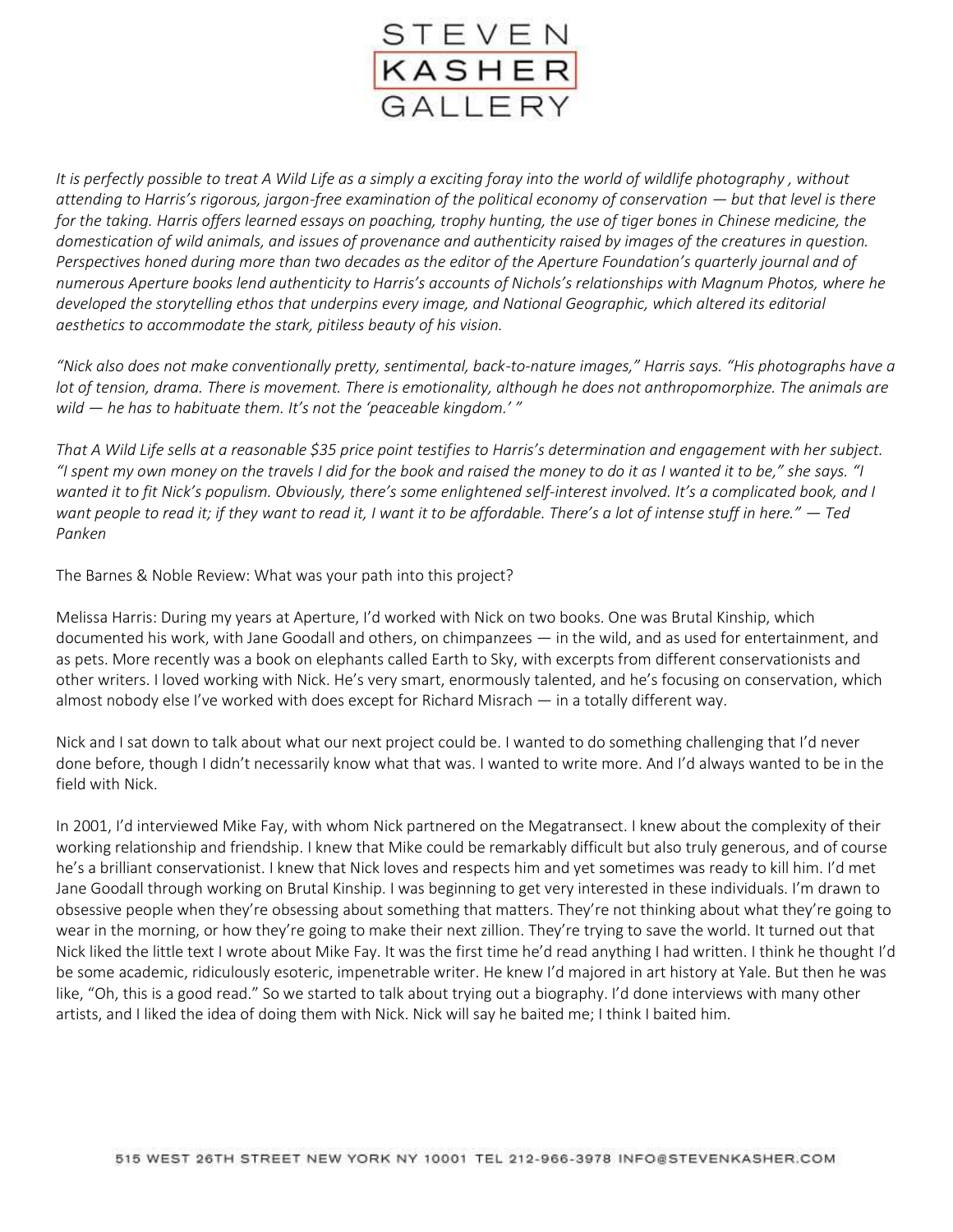*It is perfectly possible to treat A Wild Life as a simply a exciting foray into the world of wildlife photography , without attending to Harris's rigorous, jargon-free examination of the political economy of conservation — but that level is there for the taking. Harris offers learned essays on poaching, trophy hunting, the use of tiger bones in Chinese medicine, the domestication of wild animals, and issues of provenance and authenticity raised by images of the creatures in question. Perspectives honed during more than two decades as the editor of the Aperture Foundation's quarterly journal and of numerous Aperture books lend authenticity to Harris's accounts of Nichols's relationships with Magnum Photos, where he developed the storytelling ethos that underpins every image, and National Geographic, which altered its editorial aesthetics to accommodate the stark, pitiless beauty of his vision.*

*"Nick also does not make conventionally pretty, sentimental, back-to-nature images," Harris says. "His photographs have a lot of tension, drama. There is movement. There is emotionality, although he does not anthropomorphize. The animals are wild — he has to habituate them. It's not the 'peaceable kingdom.' "*

*That A Wild Life sells at a reasonable $35 price point testifies to Harris's determination and engagement with her subject. "I spent my own money on the travels I did for the book and raised the money to do it as I wanted it to be," she says. "I wanted it to fit Nick's populism. Obviously, there's some enlightened self-interest involved. It's a complicated book, and I want people to read it; if they want to read it, I want it to be affordable. There's a lot of intense stuff in here." — Ted Panken*

The Barnes & Noble Review: What was your path into this project?

Melissa Harris: During my years at Aperture, I'd worked with Nick on two books. One was Brutal Kinship, which documented his work, with Jane Goodall and others, on chimpanzees — in the wild, and as used for entertainment, and as pets. More recently was a book on elephants called Earth to Sky, with excerpts from different conservationists and other writers. I loved working with Nick. He's very smart, enormously talented, and he's focusing on conservation, which almost nobody else I've worked with does except for Richard Misrach — in a totally different way.

Nick and I sat down to talk about what our next project could be. I wanted to do something challenging that I'd never done before, though I didn't necessarily know what that was. I wanted to write more. And I'd always wanted to be in the field with Nick.

In 2001, I'd interviewed Mike Fay, with whom Nick partnered on the Megatransect. I knew about the complexity of their working relationship and friendship. I knew that Mike could be remarkably difficult but also truly generous, and of course he's a brilliant conservationist. I knew that Nick loves and respects him and yet sometimes was ready to kill him. I'd met Jane Goodall through working on Brutal Kinship. I was beginning to get very interested in these individuals. I'm drawn to obsessive people when they're obsessing about something that matters. They're not thinking about what they're going to wear in the morning, or how they're going to make their next zillion. They're trying to save the world. It turned out that Nick liked the little text I wrote about Mike Fay. It was the first time he'd read anything I had written. I think he thought I'd be some academic, ridiculously esoteric, impenetrable writer. He knew I'd majored in art history at Yale. But then he was like, "Oh, this is a good read." So we started to talk about trying out a biography. I'd done interviews with many other artists, and I liked the idea of doing them with Nick. Nick will say he baited me; I think I baited him.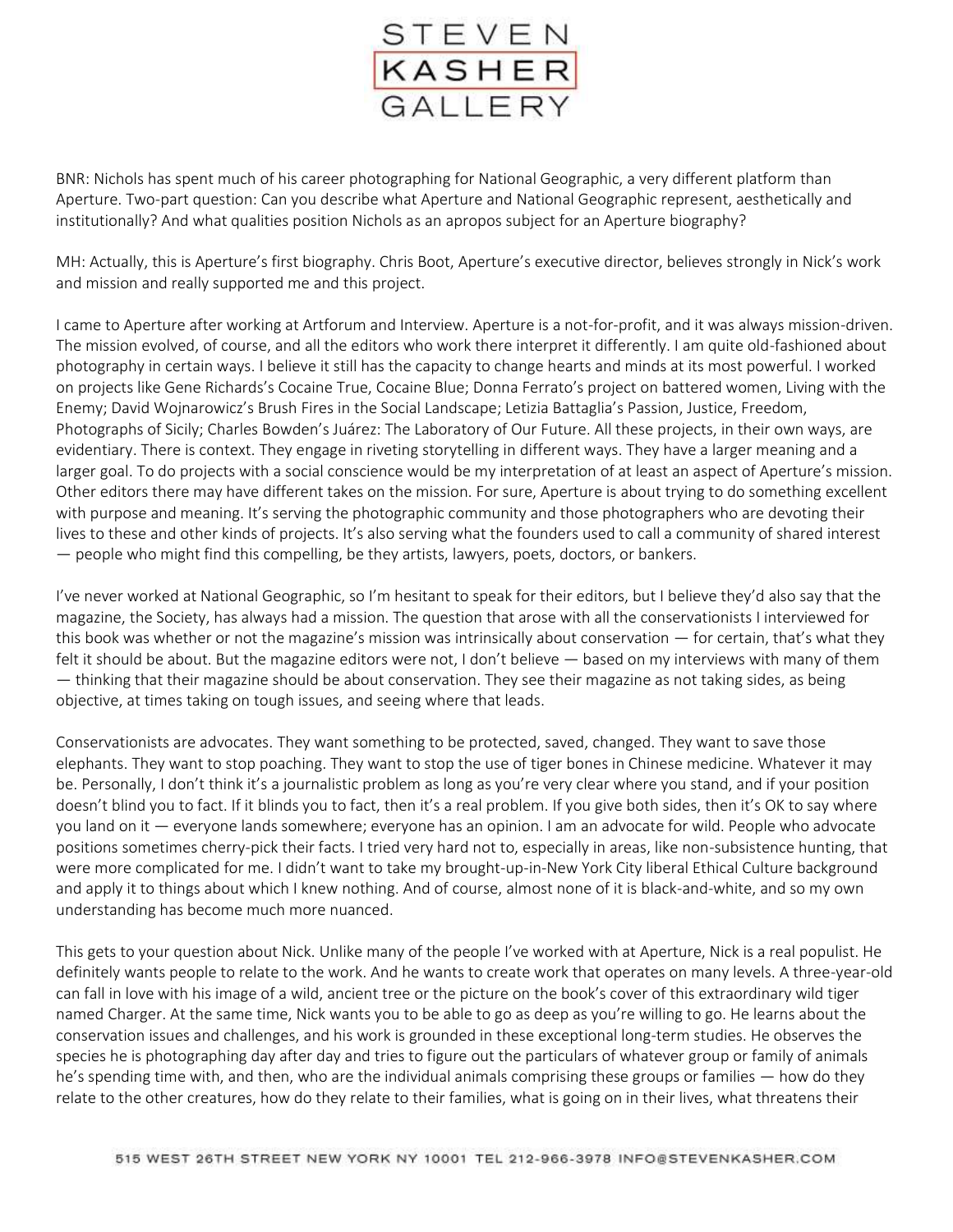BNR: Nichols has spent much of his career photographing for National Geographic, a very different platform than Aperture. Two-part question: Can you describe what Aperture and National Geographic represent, aesthetically and institutionally? And what qualities position Nichols as an apropos subject for an Aperture biography?

MH: Actually, this is Aperture's first biography. Chris Boot, Aperture's executive director, believes strongly in Nick's work and mission and really supported me and this project.

I came to Aperture after working at Artforum and Interview. Aperture is a not-for-profit, and it was always mission-driven. The mission evolved, of course, and all the editors who work there interpret it differently. I am quite old-fashioned about photography in certain ways. I believe it still has the capacity to change hearts and minds at its most powerful. I worked on projects like Gene Richards's Cocaine True, Cocaine Blue; Donna Ferrato's project on battered women, Living with the Enemy; David Wojnarowicz's Brush Fires in the Social Landscape; Letizia Battaglia's Passion, Justice, Freedom, Photographs of Sicily; Charles Bowden's Juárez: The Laboratory of Our Future. All these projects, in their own ways, are evidentiary. There is context. They engage in riveting storytelling in different ways. They have a larger meaning and a larger goal. To do projects with a social conscience would be my interpretation of at least an aspect of Aperture's mission. Other editors there may have different takes on the mission. For sure, Aperture is about trying to do something excellent with purpose and meaning. It's serving the photographic community and those photographers who are devoting their lives to these and other kinds of projects. It's also serving what the founders used to call a community of shared interest — people who might find this compelling, be they artists, lawyers, poets, doctors, or bankers.

I've never worked at National Geographic, so I'm hesitant to speak for their editors, but I believe they'd also say that the magazine, the Society, has always had a mission. The question that arose with all the conservationists I interviewed for this book was whether or not the magazine's mission was intrinsically about conservation — for certain, that's what they felt it should be about. But the magazine editors were not, I don't believe — based on my interviews with many of them — thinking that their magazine should be about conservation. They see their magazine as not taking sides, as being objective, at times taking on tough issues, and seeing where that leads.

Conservationists are advocates. They want something to be protected, saved, changed. They want to save those elephants. They want to stop poaching. They want to stop the use of tiger bones in Chinese medicine. Whatever it may be. Personally, I don't think it's a journalistic problem as long as you're very clear where you stand, and if your position doesn't blind you to fact. If it blinds you to fact, then it's a real problem. If you give both sides, then it's OK to say where you land on it — everyone lands somewhere; everyone has an opinion. I am an advocate for wild. People who advocate positions sometimes cherry-pick their facts. I tried very hard not to, especially in areas, like non-subsistence hunting, that were more complicated for me. I didn't want to take my brought-up-in-New York City liberal Ethical Culture background and apply it to things about which I knew nothing. And of course, almost none of it is black-and-white, and so my own understanding has become much more nuanced.

This gets to your question about Nick. Unlike many of the people I've worked with at Aperture, Nick is a real populist. He definitely wants people to relate to the work. And he wants to create work that operates on many levels. A three-year-old can fall in love with his image of a wild, ancient tree or the picture on the book's cover of this extraordinary wild tiger named Charger. At the same time, Nick wants you to be able to go as deep as you're willing to go. He learns about the conservation issues and challenges, and his work is grounded in these exceptional long-term studies. He observes the species he is photographing day after day and tries to figure out the particulars of whatever group or family of animals he's spending time with, and then, who are the individual animals comprising these groups or families — how do they relate to the other creatures, how do they relate to their families, what is going on in their lives, what threatens their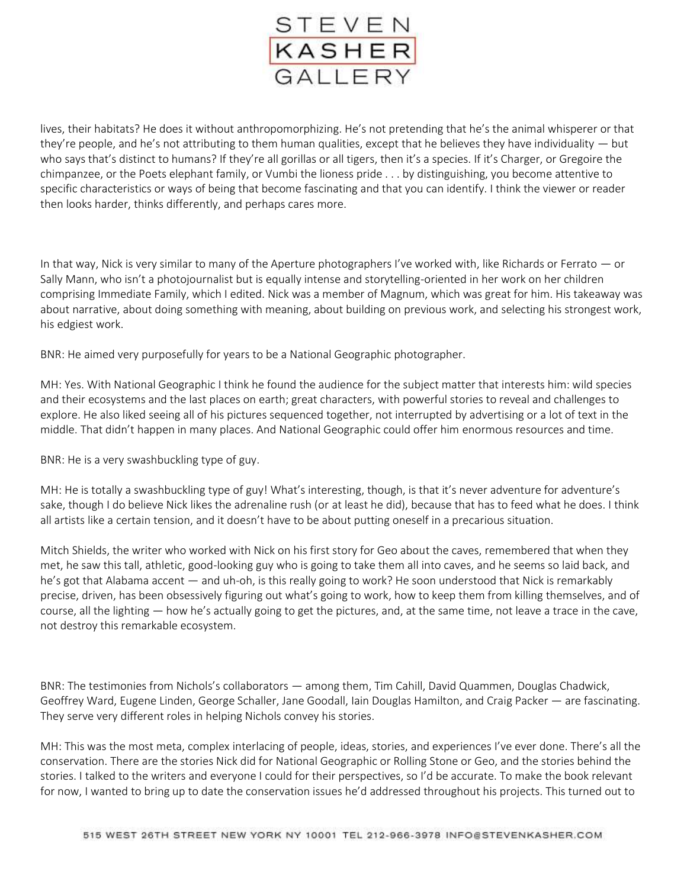lives, their habitats? He does it without anthropomorphizing. He's not pretending that he's the animal whisperer or that they're people, and he's not attributing to them human qualities, except that he believes they have individuality — but who says that's distinct to humans? If they're all gorillas or all tigers, then it's a species. If it's Charger, or Gregoire the chimpanzee, or the Poets elephant family, or Vumbi the lioness pride . . . by distinguishing, you become attentive to specific characteristics or ways of being that become fascinating and that you can identify. I think the viewer or reader then looks harder, thinks differently, and perhaps cares more.

In that way, Nick is very similar to many of the Aperture photographers I've worked with, like Richards or Ferrato — or Sally Mann, who isn't a photojournalist but is equally intense and storytelling-oriented in her work on her children comprising Immediate Family, which I edited. Nick was a member of Magnum, which was great for him. His takeaway was about narrative, about doing something with meaning, about building on previous work, and selecting his strongest work, his edgiest work.

BNR: He aimed very purposefully for years to be a National Geographic photographer.

MH: Yes. With National Geographic I think he found the audience for the subject matter that interests him: wild species and their ecosystems and the last places on earth; great characters, with powerful stories to reveal and challenges to explore. He also liked seeing all of his pictures sequenced together, not interrupted by advertising or a lot of text in the middle. That didn't happen in many places. And National Geographic could offer him enormous resources and time.

BNR: He is a very swashbuckling type of guy.

MH: He is totally a swashbuckling type of guy! What's interesting, though, is that it's never adventure for adventure's sake, though I do believe Nick likes the adrenaline rush (or at least he did), because that has to feed what he does. I think all artists like a certain tension, and it doesn't have to be about putting oneself in a precarious situation.

Mitch Shields, the writer who worked with Nick on his first story for Geo about the caves, remembered that when they met, he saw this tall, athletic, good-looking guy who is going to take them all into caves, and he seems so laid back, and he's got that Alabama accent — and uh-oh, is this really going to work? He soon understood that Nick is remarkably precise, driven, has been obsessively figuring out what's going to work, how to keep them from killing themselves, and of course, all the lighting — how he's actually going to get the pictures, and, at the same time, not leave a trace in the cave, not destroy this remarkable ecosystem.

BNR: The testimonies from Nichols's collaborators — among them, Tim Cahill, David Quammen, Douglas Chadwick, Geoffrey Ward, Eugene Linden, George Schaller, Jane Goodall, Iain Douglas Hamilton, and Craig Packer — are fascinating. They serve very different roles in helping Nichols convey his stories.

MH: This was the most meta, complex interlacing of people, ideas, stories, and experiences I've ever done. There's all the conservation. There are the stories Nick did for National Geographic or Rolling Stone or Geo, and the stories behind the stories. I talked to the writers and everyone I could for their perspectives, so I'd be accurate. To make the book relevant for now, I wanted to bring up to date the conservation issues he'd addressed throughout his projects. This turned out to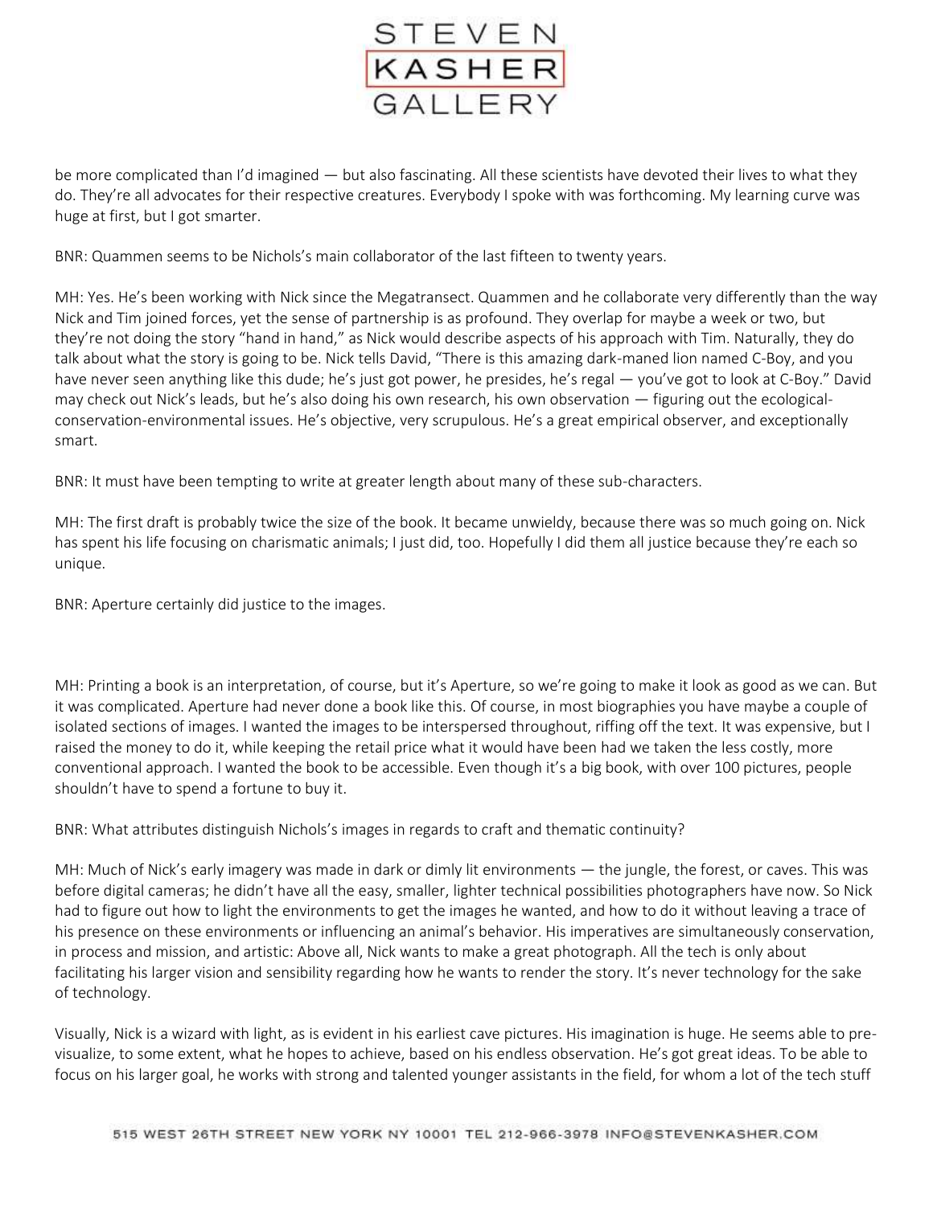be more complicated than I'd imagined — but also fascinating. All these scientists have devoted their lives to what they do. They're all advocates for their respective creatures. Everybody I spoke with was forthcoming. My learning curve was huge at first, but I got smarter.

BNR: Quammen seems to be Nichols's main collaborator of the last fifteen to twenty years.

MH: Yes. He's been working with Nick since the Megatransect. Quammen and he collaborate very differently than the way Nick and Tim joined forces, yet the sense of partnership is as profound. They overlap for maybe a week or two, but they're not doing the story "hand in hand," as Nick would describe aspects of his approach with Tim. Naturally, they do talk about what the story is going to be. Nick tells David, "There is this amazing dark-maned lion named C-Boy, and you have never seen anything like this dude; he's just got power, he presides, he's regal — you've got to look at C-Boy." David may check out Nick's leads, but he's also doing his own research, his own observation — figuring out the ecological-conservation-environmental issues. He's objective, very scrupulous. He's a great empirical observer, and exceptionally smart.

BNR: It must have been tempting to write at greater length about many of these sub-characters.

MH: The first draft is probably twice the size of the book. It became unwieldy, because there was so much going on. Nick has spent his life focusing on charismatic animals; I just did, too. Hopefully I did them all justice because they're each so unique.

BNR: Aperture certainly did justice to the images.

MH: Printing a book is an interpretation, of course, but it's Aperture, so we're going to make it look as good as we can. But it was complicated. Aperture had never done a book like this. Of course, in most biographies you have maybe a couple of isolated sections of images. I wanted the images to be interspersed throughout, riffing off the text. It was expensive, but I raised the money to do it, while keeping the retail price what it would have been had we taken the less costly, more conventional approach. I wanted the book to be accessible. Even though it's a big book, with over 100 pictures, people shouldn't have to spend a fortune to buy it.

BNR: What attributes distinguish Nichols's images in regards to craft and thematic continuity?

MH: Much of Nick's early imagery was made in dark or dimly lit environments — the jungle, the forest, or caves. This was before digital cameras; he didn't have all the easy, smaller, lighter technical possibilities photographers have now. So Nick had to figure out how to light the environments to get the images he wanted, and how to do it without leaving a trace of his presence on these environments or influencing an animal's behavior. His imperatives are simultaneously conservation, in process and mission, and artistic: Above all, Nick wants to make a great photograph. All the tech is only about facilitating his larger vision and sensibility regarding how he wants to render the story. It's never technology for the sake of technology.

Visually, Nick is a wizard with light, as is evident in his earliest cave pictures. His imagination is huge. He seems able to pre-visualize, to some extent, what he hopes to achieve, based on his endless observation. He's got great ideas. To be able to focus on his larger goal, he works with strong and talented younger assistants in the field, for whom a lot of the tech stuff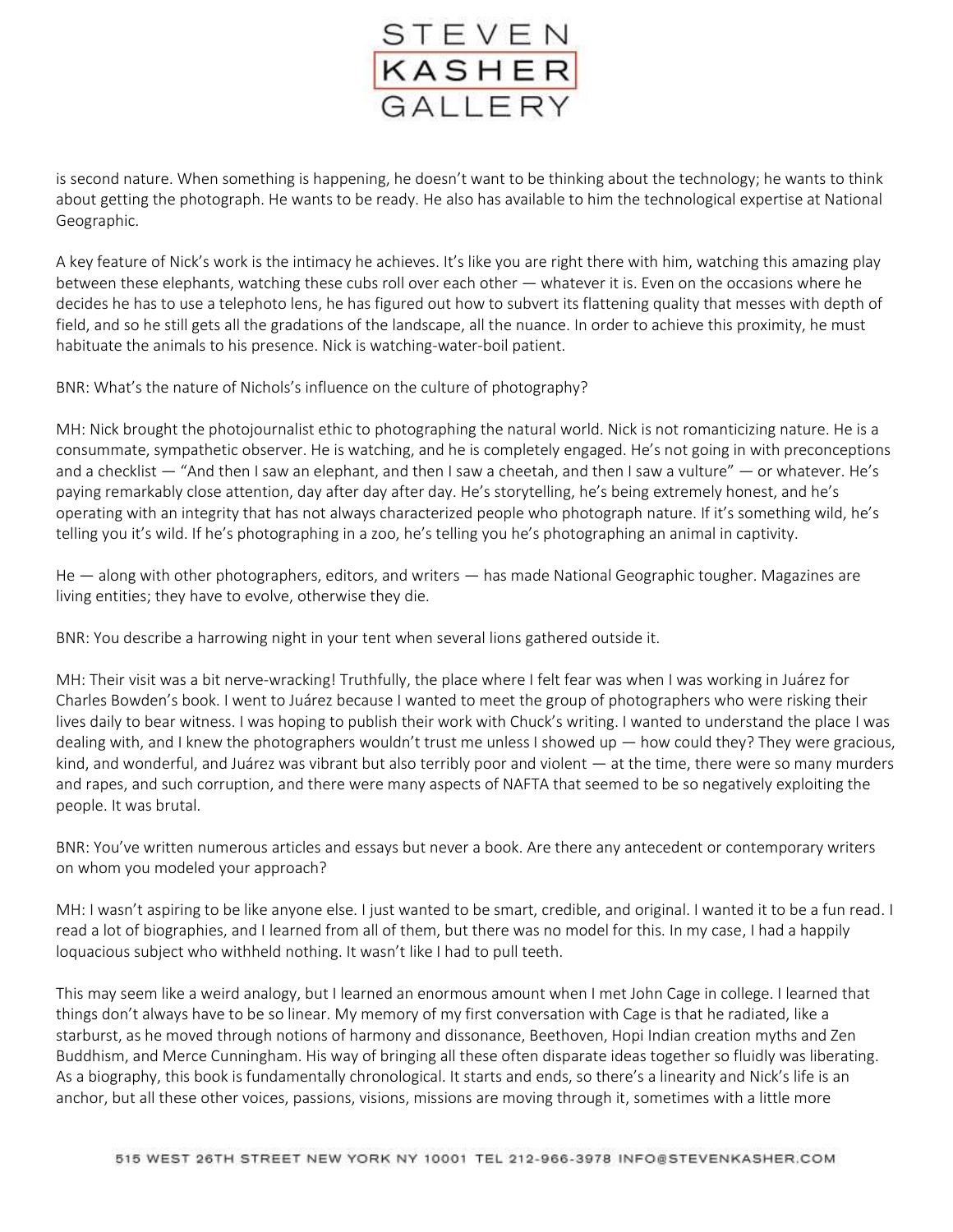is second nature. When something is happening, he doesn't want to be thinking about the technology; he wants to think about getting the photograph. He wants to be ready. He also has available to him the technological expertise at National Geographic.

A key feature of Nick's work is the intimacy he achieves. It's like you are right there with him, watching this amazing play between these elephants, watching these cubs roll over each other — whatever it is. Even on the occasions where he decides he has to use a telephoto lens, he has figured out how to subvert its flattening quality that messes with depth of field, and so he still gets all the gradations of the landscape, all the nuance. In order to achieve this proximity, he must habituate the animals to his presence. Nick is watching-water-boil patient.

BNR: What's the nature of Nichols's influence on the culture of photography?

MH: Nick brought the photojournalist ethic to photographing the natural world. Nick is not romanticizing nature. He is a consummate, sympathetic observer. He is watching, and he is completely engaged. He's not going in with preconceptions and a checklist — "And then I saw an elephant, and then I saw a cheetah, and then I saw a vulture" — or whatever. He's paying remarkably close attention, day after day after day. He's storytelling, he's being extremely honest, and he's operating with an integrity that has not always characterized people who photograph nature. If it's something wild, he's telling you it's wild. If he's photographing in a zoo, he's telling you he's photographing an animal in captivity.

He — along with other photographers, editors, and writers — has made National Geographic tougher. Magazines are living entities; they have to evolve, otherwise they die.

BNR: You describe a harrowing night in your tent when several lions gathered outside it.

MH: Their visit was a bit nerve-wracking! Truthfully, the place where I felt fear was when I was working in Juárez for Charles Bowden's book. I went to Juárez because I wanted to meet the group of photographers who were risking their lives daily to bear witness. I was hoping to publish their work with Chuck's writing. I wanted to understand the place I was dealing with, and I knew the photographers wouldn't trust me unless I showed up — how could they? They were gracious, kind, and wonderful, and Juárez was vibrant but also terribly poor and violent — at the time, there were so many murders and rapes, and such corruption, and there were many aspects of NAFTA that seemed to be so negatively exploiting the people. It was brutal.

BNR: You've written numerous articles and essays but never a book. Are there any antecedent or contemporary writers on whom you modeled your approach?

MH: I wasn't aspiring to be like anyone else. I just wanted to be smart, credible, and original. I wanted it to be a fun read. I read a lot of biographies, and I learned from all of them, but there was no model for this. In my case, I had a happily loquacious subject who withheld nothing. It wasn't like I had to pull teeth.

This may seem like a weird analogy, but I learned an enormous amount when I met John Cage in college. I learned that things don't always have to be so linear. My memory of my first conversation with Cage is that he radiated, like a starburst, as he moved through notions of harmony and dissonance, Beethoven, Hopi Indian creation myths and Zen Buddhism, and Merce Cunningham. His way of bringing all these often disparate ideas together so fluidly was liberating. As a biography, this book is fundamentally chronological. It starts and ends, so there's a linearity and Nick's life is an anchor, but all these other voices, passions, visions, missions are moving through it, sometimes with a little more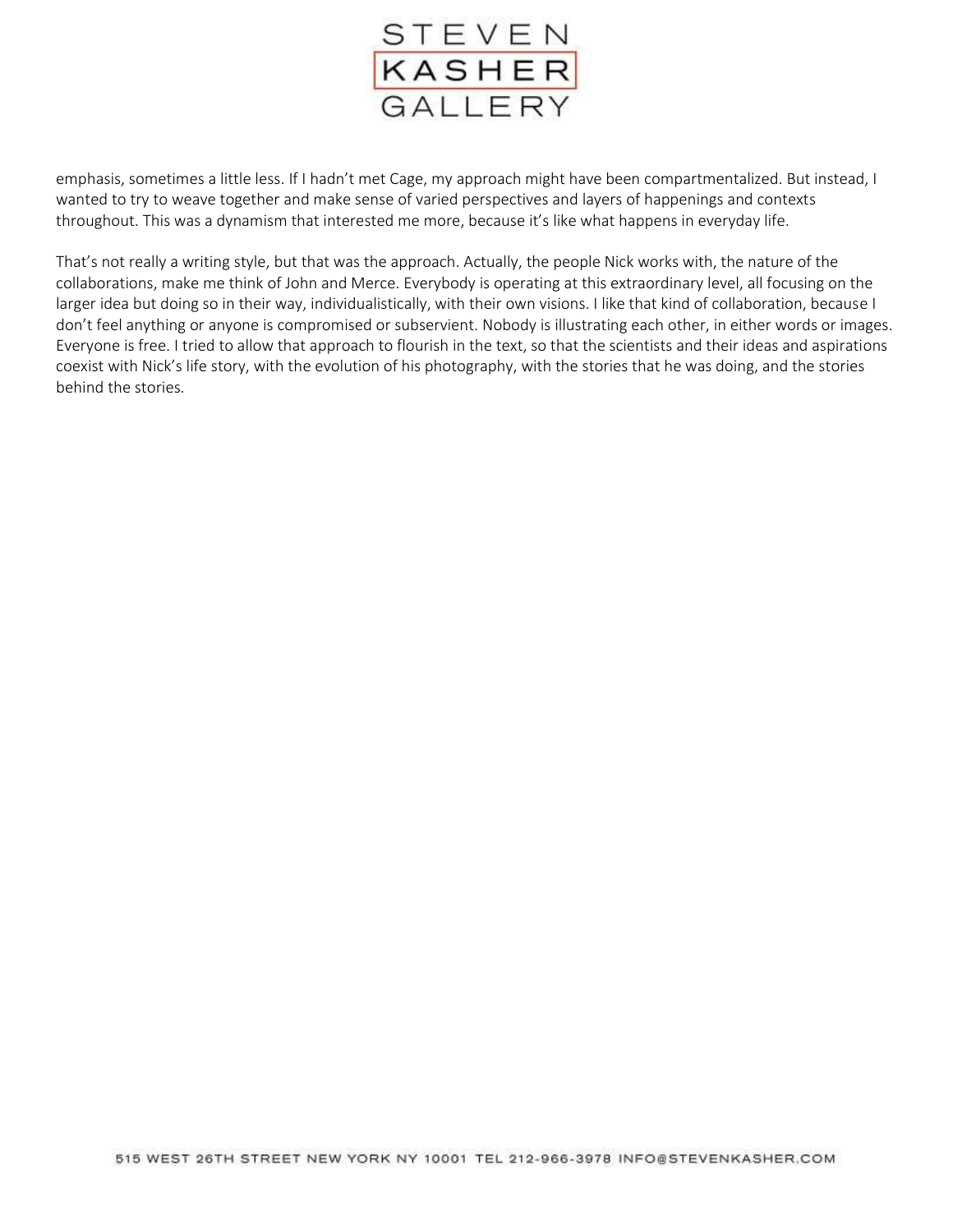emphasis, sometimes a little less. If I hadn't met Cage, my approach might have been compartmentalized. But instead, I wanted to try to weave together and make sense of varied perspectives and layers of happenings and contexts throughout. This was a dynamism that interested me more, because it's like what happens in everyday life.

That's not really a writing style, but that was the approach. Actually, the people Nick works with, the nature of the collaborations, make me think of John and Merce. Everybody is operating at this extraordinary level, all focusing on the larger idea but doing so in their way, individualistically, with their own visions. I like that kind of collaboration, because I don't feel anything or anyone is compromised or subservient. Nobody is illustrating each other, in either words or images. Everyone is free. I tried to allow that approach to flourish in the text, so that the scientists and their ideas and aspirations coexist with Nick's life story, with the evolution of his photography, with the stories that he was doing, and the stories behind the stories.